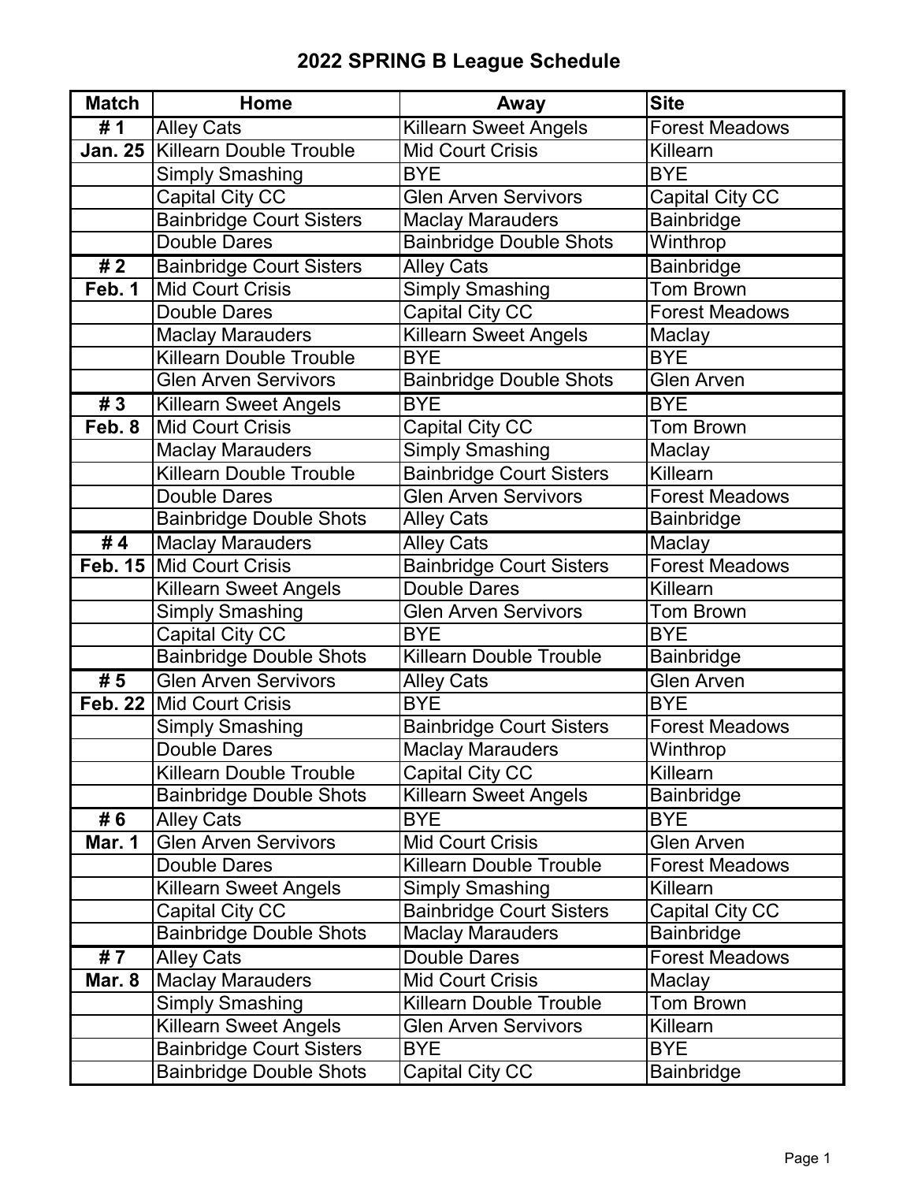# 2022 SPRING B League Schedule

| Match | Home | Away | Site |
|---|---|---|---|
| # 1 | Alley Cats | Killearn Sweet Angels | Forest Meadows |
| Jan. 25 | Killearn Double Trouble | Mid Court Crisis | Killearn |
| | Simply Smashing | BYE | BYE |
| | Capital City CC | Glen Arven Servivors | Capital City CC |
| | Bainbridge Court Sisters | Maclay Marauders | Bainbridge |
| | Double Dares | Bainbridge Double Shots | Winthrop |
| # 2 | Bainbridge Court Sisters | Alley Cats | Bainbridge |
| Feb. 1 | Mid Court Crisis | Simply Smashing | Tom Brown |
| | Double Dares | Capital City CC | Forest Meadows |
| | Maclay Marauders | Killearn Sweet Angels | Maclay |
| | Killearn Double Trouble | BYE | BYE |
| | Glen Arven Servivors | Bainbridge Double Shots | Glen Arven |
| # 3 | Killearn Sweet Angels | BYE | BYE |
| Feb. 8 | Mid Court Crisis | Capital City CC | Tom Brown |
| | Maclay Marauders | Simply Smashing | Maclay |
| | Killearn Double Trouble | Bainbridge Court Sisters | Killearn |
| | Double Dares | Glen Arven Servivors | Forest Meadows |
| | Bainbridge Double Shots | Alley Cats | Bainbridge |
| # 4 | Maclay Marauders | Alley Cats | Maclay |
| Feb. 15 | Mid Court Crisis | Bainbridge Court Sisters | Forest Meadows |
| | Killearn Sweet Angels | Double Dares | Killearn |
| | Simply Smashing | Glen Arven Servivors | Tom Brown |
| | Capital City CC | BYE | BYE |
| | Bainbridge Double Shots | Killearn Double Trouble | Bainbridge |
| # 5 | Glen Arven Servivors | Alley Cats | Glen Arven |
| Feb. 22 | Mid Court Crisis | BYE | BYE |
| | Simply Smashing | Bainbridge Court Sisters | Forest Meadows |
| | Double Dares | Maclay Marauders | Winthrop |
| | Killearn Double Trouble | Capital City CC | Killearn |
| | Bainbridge Double Shots | Killearn Sweet Angels | Bainbridge |
| # 6 | Alley Cats | BYE | BYE |
| Mar. 1 | Glen Arven Servivors | Mid Court Crisis | Glen Arven |
| | Double Dares | Killearn Double Trouble | Forest Meadows |
| | Killearn Sweet Angels | Simply Smashing | Killearn |
| | Capital City CC | Bainbridge Court Sisters | Capital City CC |
| | Bainbridge Double Shots | Maclay Marauders | Bainbridge |
| # 7 | Alley Cats | Double Dares | Forest Meadows |
| Mar. 8 | Maclay Marauders | Mid Court Crisis | Maclay |
| | Simply Smashing | Killearn Double Trouble | Tom Brown |
| | Killearn Sweet Angels | Glen Arven Servivors | Killearn |
| | Bainbridge Court Sisters | BYE | BYE |
| | Bainbridge Double Shots | Capital City CC | Bainbridge |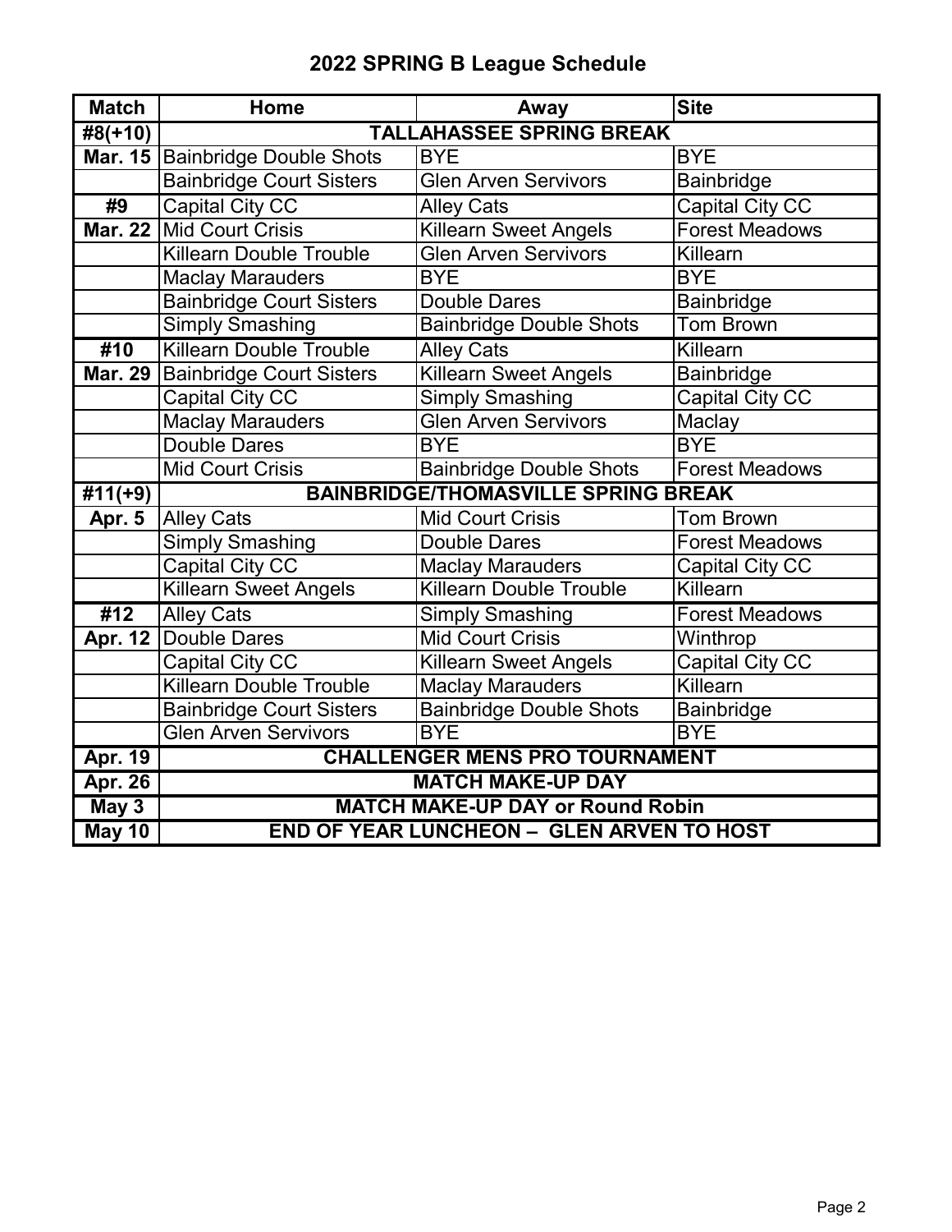## 2022 SPRING B League Schedule

| Match | Home | Away | Site |
|---|---|---|---|
| #8(+10) | TALLAHASSEE SPRING BREAK | | |
| Mar. 15 | Bainbridge Double Shots | BYE | BYE |
| | Bainbridge Court Sisters | Glen Arven Servivors | Bainbridge |
| #9 | Capital City CC | Alley Cats | Capital City CC |
| Mar. 22 | Mid Court Crisis | Killearn Sweet Angels | Forest Meadows |
| | Killearn Double Trouble | Glen Arven Servivors | Killearn |
| | Maclay Marauders | BYE | BYE |
| | Bainbridge Court Sisters | Double Dares | Bainbridge |
| | Simply Smashing | Bainbridge Double Shots | Tom Brown |
| #10 | Killearn Double Trouble | Alley Cats | Killearn |
| Mar. 29 | Bainbridge Court Sisters | Killearn Sweet Angels | Bainbridge |
| | Capital City CC | Simply Smashing | Capital City CC |
| | Maclay Marauders | Glen Arven Servivors | Maclay |
| | Double Dares | BYE | BYE |
| | Mid Court Crisis | Bainbridge Double Shots | Forest Meadows |
| #11(+9) | BAINBRIDGE/THOMASVILLE SPRING BREAK | | |
| Apr. 5 | Alley Cats | Mid Court Crisis | Tom Brown |
| | Simply Smashing | Double Dares | Forest Meadows |
| | Capital City CC | Maclay Marauders | Capital City CC |
| | Killearn Sweet Angels | Killearn Double Trouble | Killearn |
| #12 | Alley Cats | Simply Smashing | Forest Meadows |
| Apr. 12 | Double Dares | Mid Court Crisis | Winthrop |
| | Capital City CC | Killearn Sweet Angels | Capital City CC |
| | Killearn Double Trouble | Maclay Marauders | Killearn |
| | Bainbridge Court Sisters | Bainbridge Double Shots | Bainbridge |
| | Glen Arven Servivors | BYE | BYE |
| Apr. 19 | CHALLENGER MENS PRO TOURNAMENT | | |
| Apr. 26 | MATCH MAKE-UP DAY | | |
| May 3 | MATCH MAKE-UP DAY or Round Robin | | |
| May 10 | END OF YEAR LUNCHEON – GLEN ARVEN TO HOST | | |